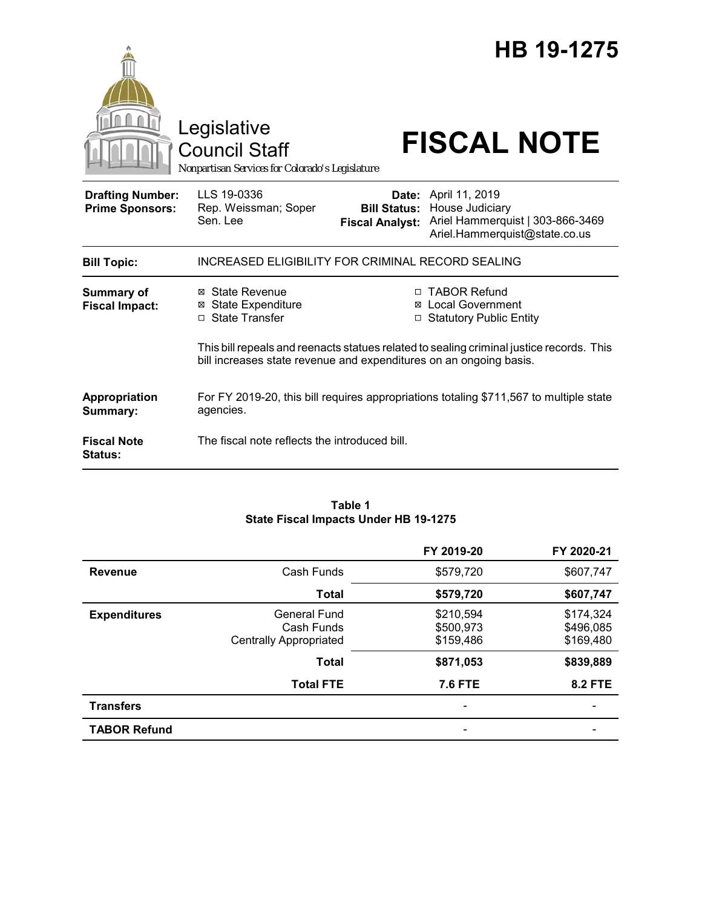# HB 19-1275

Legislative Council Staff

*Nonpartisan Services for Colorado's Legislature*

# FISCAL NOTE

| | | | |
|---|---|---|---|
| **Drafting Number:** | LLS 19-0336 | **Date:** | April 11, 2019 |
| **Prime Sponsors:** | Rep. Weissman; Soper<br>Sen. Lee | **Bill Status:** | House Judiciary |
| | | **Fiscal Analyst:** | Ariel Hammerquist \| 303-866-3469<br>Ariel.Hammerquist@state.co.us |

| | |
|---|---|
| **Bill Topic:** | INCREASED ELIGIBILITY FOR CRIMINAL RECORD SEALING |
| **Summary of Fiscal Impact:** | ☒ State Revenue ☒ State Expenditure ☐ State Transfer ☐ TABOR Refund ☒ Local Government ☐ Statutory Public Entity<br><br>This bill repeals and reenacts statues related to sealing criminal justice records. This bill increases state revenue and expenditures on an ongoing basis. |
| **Appropriation Summary:** | For FY 2019-20, this bill requires appropriations totaling $711,567 to multiple state agencies. |
| **Fiscal Note Status:** | The fiscal note reflects the introduced bill. |

**Table 1**
**State Fiscal Impacts Under HB 19-1275**

| | | FY 2019-20 | FY 2020-21 |
|---|---|---|---|
| **Revenue** | Cash Funds | $579,720 | $607,747 |
| | **Total** | **$579,720** | **$607,747** |
| **Expenditures** | General Fund | $210,594 | $174,324 |
| | Cash Funds | $500,973 | $496,085 |
| | Centrally Appropriated | $159,486 | $169,480 |
| | **Total** | **$871,053** | **$839,889** |
| | **Total FTE** | **7.6 FTE** | **8.2 FTE** |
| **Transfers** | | - | - |
| **TABOR Refund** | | - | - |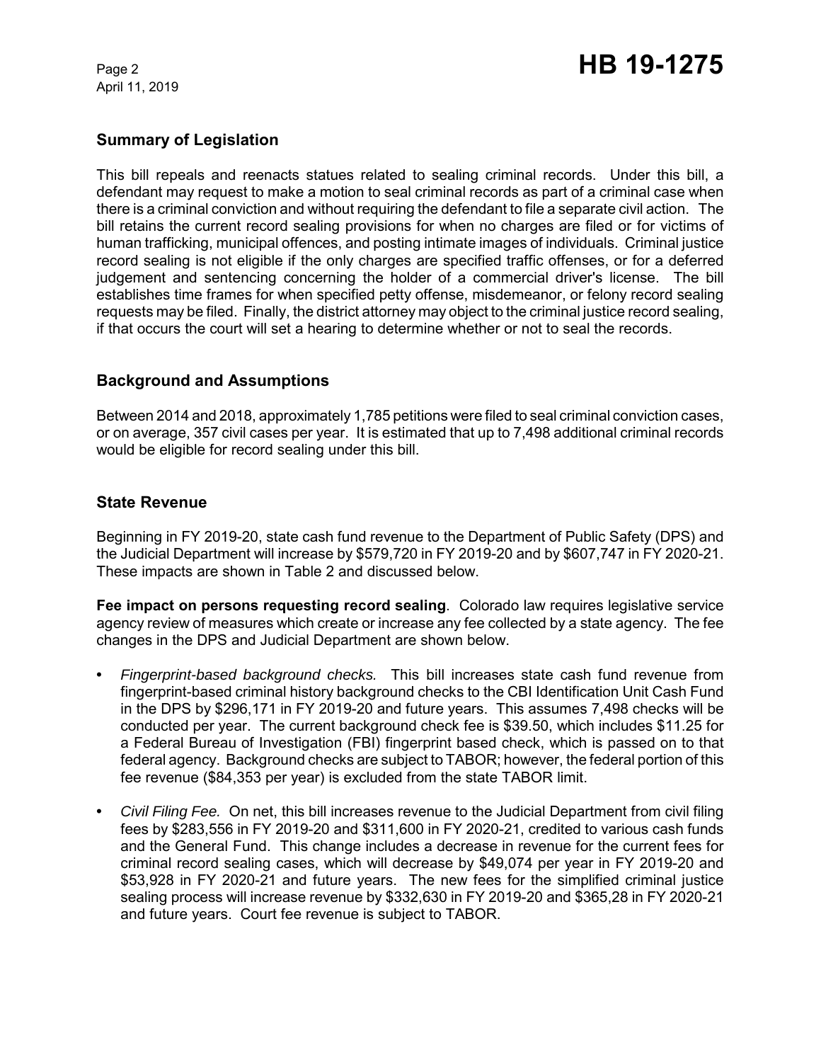## Summary of Legislation

This bill repeals and reenacts statues related to sealing criminal records. Under this bill, a defendant may request to make a motion to seal criminal records as part of a criminal case when there is a criminal conviction and without requiring the defendant to file a separate civil action. The bill retains the current record sealing provisions for when no charges are filed or for victims of human trafficking, municipal offences, and posting intimate images of individuals. Criminal justice record sealing is not eligible if the only charges are specified traffic offenses, or for a deferred judgement and sentencing concerning the holder of a commercial driver's license. The bill establishes time frames for when specified petty offense, misdemeanor, or felony record sealing requests may be filed. Finally, the district attorney may object to the criminal justice record sealing, if that occurs the court will set a hearing to determine whether or not to seal the records.

## Background and Assumptions

Between 2014 and 2018, approximately 1,785 petitions were filed to seal criminal conviction cases, or on average, 357 civil cases per year. It is estimated that up to 7,498 additional criminal records would be eligible for record sealing under this bill.

## State Revenue

Beginning in FY 2019-20, state cash fund revenue to the Department of Public Safety (DPS) and the Judicial Department will increase by $579,720 in FY 2019-20 and by $607,747 in FY 2020-21. These impacts are shown in Table 2 and discussed below.

**Fee impact on persons requesting record sealing**. Colorado law requires legislative service agency review of measures which create or increase any fee collected by a state agency. The fee changes in the DPS and Judicial Department are shown below.

- *Fingerprint-based background checks.* This bill increases state cash fund revenue from fingerprint-based criminal history background checks to the CBI Identification Unit Cash Fund in the DPS by $296,171 in FY 2019-20 and future years. This assumes 7,498 checks will be conducted per year. The current background check fee is $39.50, which includes $11.25 for a Federal Bureau of Investigation (FBI) fingerprint based check, which is passed on to that federal agency. Background checks are subject to TABOR; however, the federal portion of this fee revenue ($84,353 per year) is excluded from the state TABOR limit.
- *Civil Filing Fee.* On net, this bill increases revenue to the Judicial Department from civil filing fees by $283,556 in FY 2019-20 and $311,600 in FY 2020-21, credited to various cash funds and the General Fund. This change includes a decrease in revenue for the current fees for criminal record sealing cases, which will decrease by $49,074 per year in FY 2019-20 and $53,928 in FY 2020-21 and future years. The new fees for the simplified criminal justice sealing process will increase revenue by $332,630 in FY 2019-20 and $365,28 in FY 2020-21 and future years. Court fee revenue is subject to TABOR.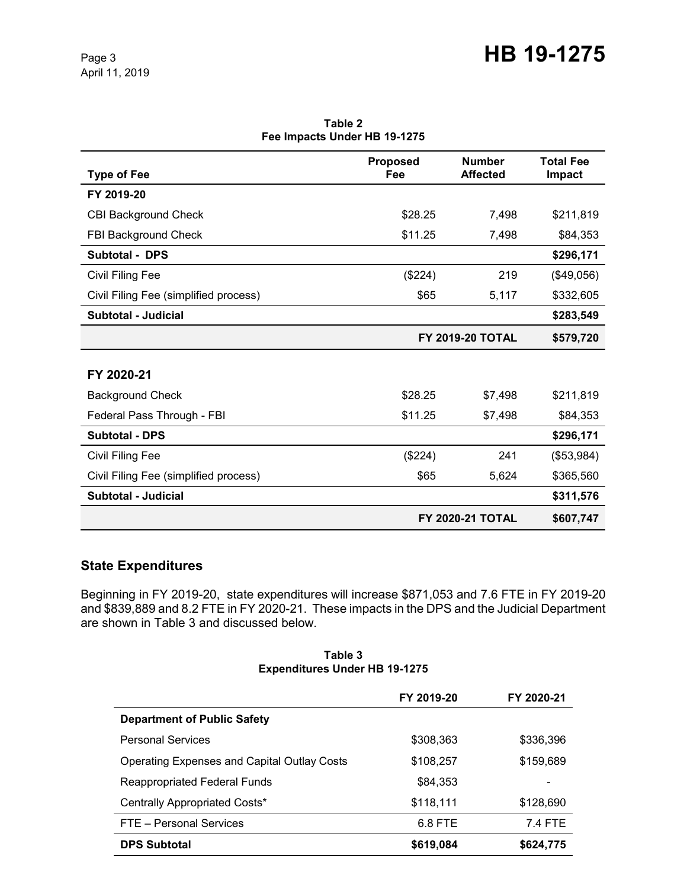**Table 2**
**Fee Impacts Under HB 19-1275**

| Type of Fee | Proposed Fee | Number Affected | Total Fee Impact |
|---|---|---|---|
| **FY 2019-20** | | | |
| CBI Background Check | $28.25 | 7,498 | $211,819 |
| FBI Background Check | $11.25 | 7,498 | $84,353 |
| **Subtotal - DPS** | | | **$296,171** |
| Civil Filing Fee | ($224) | 219 | ($49,056) |
| Civil Filing Fee (simplified process) | $65 | 5,117 | $332,605 |
| **Subtotal - Judicial** | | | **$283,549** |
| | | **FY 2019-20 TOTAL** | **$579,720** |
| **FY 2020-21** | | | |
| Background Check | $28.25 | $7,498 | $211,819 |
| Federal Pass Through - FBI | $11.25 | $7,498 | $84,353 |
| **Subtotal - DPS** | | | **$296,171** |
| Civil Filing Fee | ($224) | 241 | ($53,984) |
| Civil Filing Fee (simplified process) | $65 | 5,624 | $365,560 |
| **Subtotal - Judicial** | | | **$311,576** |
| | | **FY 2020-21 TOTAL** | **$607,747** |

## State Expenditures

Beginning in FY 2019-20, state expenditures will increase $871,053 and 7.6 FTE in FY 2019-20 and $839,889 and 8.2 FTE in FY 2020-21. These impacts in the DPS and the Judicial Department are shown in Table 3 and discussed below.

**Table 3**
**Expenditures Under HB 19-1275**

| | FY 2019-20 | FY 2020-21 |
|---|---|---|
| **Department of Public Safety** | | |
| Personal Services | $308,363 | $336,396 |
| Operating Expenses and Capital Outlay Costs | $108,257 | $159,689 |
| Reappropriated Federal Funds | $84,353 | - |
| Centrally Appropriated Costs* | $118,111 | $128,690 |
| FTE – Personal Services | 6.8 FTE | 7.4 FTE |
| **DPS Subtotal** | **$619,084** | **$624,775** |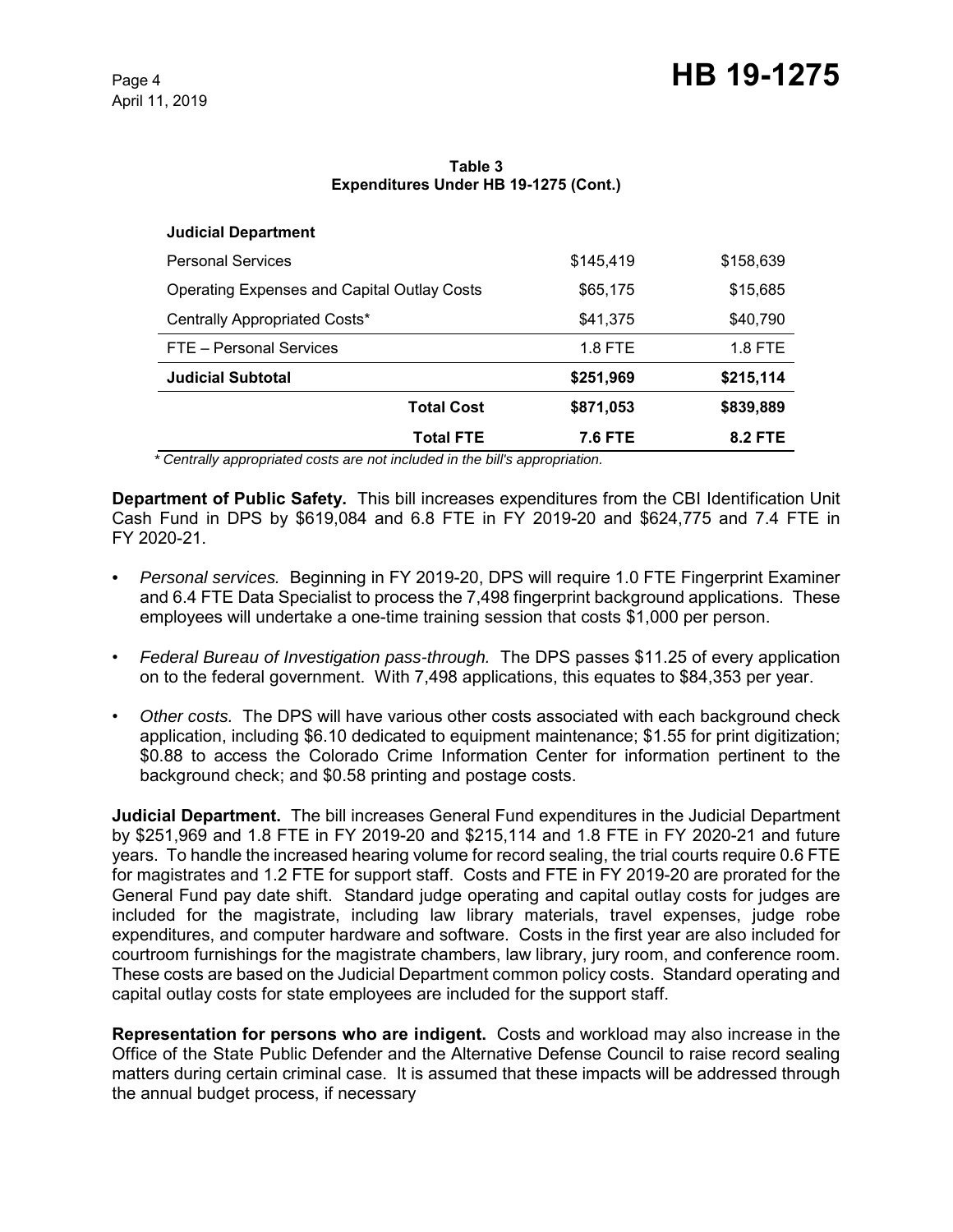**Table 3**
**Expenditures Under HB 19-1275 (Cont.)**

| | | |
|---|---|---|
| **Judicial Department** | | |
| Personal Services | $145,419 | $158,639 |
| Operating Expenses and Capital Outlay Costs | $65,175 | $15,685 |
| Centrally Appropriated Costs* | $41,375 | $40,790 |
| FTE – Personal Services | 1.8 FTE | 1.8 FTE |
| **Judicial Subtotal** | **$251,969** | **$215,114** |
| **Total Cost** | **$871,053** | **$839,889** |
| **Total FTE** | **7.6 FTE** | **8.2 FTE** |

*\* Centrally appropriated costs are not included in the bill's appropriation.*

**Department of Public Safety.** This bill increases expenditures from the CBI Identification Unit Cash Fund in DPS by $619,084 and 6.8 FTE in FY 2019-20 and $624,775 and 7.4 FTE in FY 2020-21.

- *Personal services.* Beginning in FY 2019-20, DPS will require 1.0 FTE Fingerprint Examiner and 6.4 FTE Data Specialist to process the 7,498 fingerprint background applications. These employees will undertake a one-time training session that costs $1,000 per person.
- *Federal Bureau of Investigation pass-through.* The DPS passes $11.25 of every application on to the federal government. With 7,498 applications, this equates to $84,353 per year.
- *Other costs.* The DPS will have various other costs associated with each background check application, including $6.10 dedicated to equipment maintenance; $1.55 for print digitization; $0.88 to access the Colorado Crime Information Center for information pertinent to the background check; and $0.58 printing and postage costs.

**Judicial Department.** The bill increases General Fund expenditures in the Judicial Department by $251,969 and 1.8 FTE in FY 2019-20 and $215,114 and 1.8 FTE in FY 2020-21 and future years. To handle the increased hearing volume for record sealing, the trial courts require 0.6 FTE for magistrates and 1.2 FTE for support staff. Costs and FTE in FY 2019-20 are prorated for the General Fund pay date shift. Standard judge operating and capital outlay costs for judges are included for the magistrate, including law library materials, travel expenses, judge robe expenditures, and computer hardware and software. Costs in the first year are also included for courtroom furnishings for the magistrate chambers, law library, jury room, and conference room. These costs are based on the Judicial Department common policy costs. Standard operating and capital outlay costs for state employees are included for the support staff.

**Representation for persons who are indigent.** Costs and workload may also increase in the Office of the State Public Defender and the Alternative Defense Council to raise record sealing matters during certain criminal case. It is assumed that these impacts will be addressed through the annual budget process, if necessary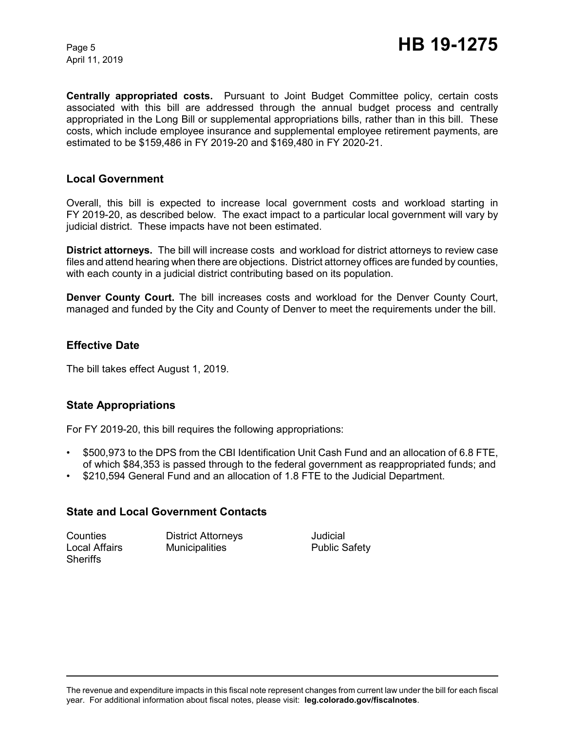**Centrally appropriated costs.** Pursuant to Joint Budget Committee policy, certain costs associated with this bill are addressed through the annual budget process and centrally appropriated in the Long Bill or supplemental appropriations bills, rather than in this bill. These costs, which include employee insurance and supplemental employee retirement payments, are estimated to be $159,486 in FY 2019-20 and $169,480 in FY 2020-21.

## Local Government

Overall, this bill is expected to increase local government costs and workload starting in FY 2019-20, as described below. The exact impact to a particular local government will vary by judicial district. These impacts have not been estimated.

**District attorneys.** The bill will increase costs and workload for district attorneys to review case files and attend hearing when there are objections. District attorney offices are funded by counties, with each county in a judicial district contributing based on its population.

**Denver County Court.** The bill increases costs and workload for the Denver County Court, managed and funded by the City and County of Denver to meet the requirements under the bill.

## Effective Date

The bill takes effect August 1, 2019.

## State Appropriations

For FY 2019-20, this bill requires the following appropriations:

- $500,973 to the DPS from the CBI Identification Unit Cash Fund and an allocation of 6.8 FTE, of which $84,353 is passed through to the federal government as reappropriated funds; and
- $210,594 General Fund and an allocation of 1.8 FTE to the Judicial Department.

## State and Local Government Contacts

| | | |
|---|---|---|
| Counties | District Attorneys | Judicial |
| Local Affairs | Municipalities | Public Safety |
| Sheriffs | | |

The revenue and expenditure impacts in this fiscal note represent changes from current law under the bill for each fiscal year. For additional information about fiscal notes, please visit: **leg.colorado.gov/fiscalnotes**.